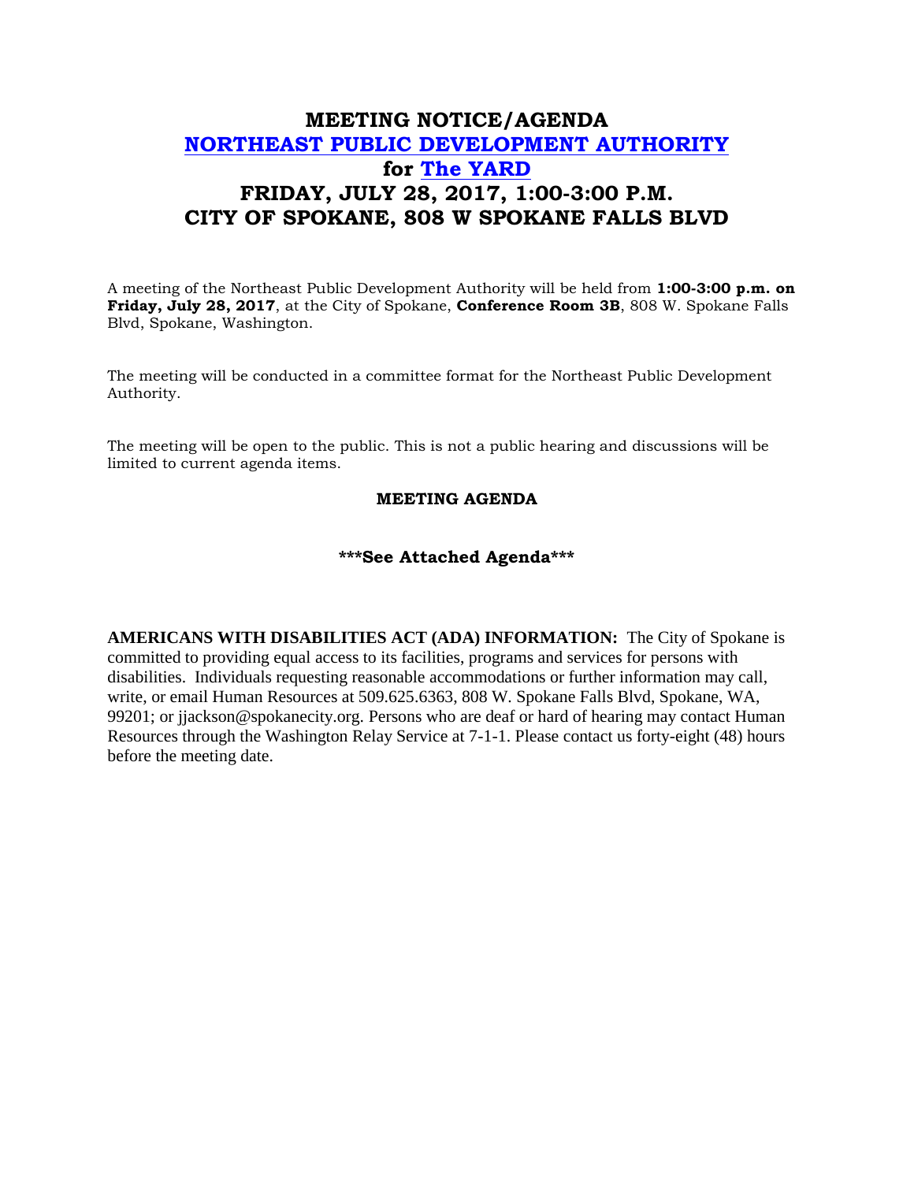# MEETING NOTICE/AGENDA
# NORTHEAST PUBLIC DEVELOPMENT AUTHORITY
# for The YARD
# FRIDAY, JULY 28, 2017, 1:00-3:00 P.M.
# CITY OF SPOKANE, 808 W SPOKANE FALLS BLVD

A meeting of the Northeast Public Development Authority will be held from **1:00-3:00 p.m. on Friday, July 28, 2017**, at the City of Spokane, **Conference Room 3B**, 808 W. Spokane Falls Blvd, Spokane, Washington.

The meeting will be conducted in a committee format for the Northeast Public Development Authority.

The meeting will be open to the public. This is not a public hearing and discussions will be limited to current agenda items.

**MEETING AGENDA**

**\*\*\*See Attached Agenda\*\*\***

**AMERICANS WITH DISABILITIES ACT (ADA) INFORMATION:** The City of Spokane is committed to providing equal access to its facilities, programs and services for persons with disabilities. Individuals requesting reasonable accommodations or further information may call, write, or email Human Resources at 509.625.6363, 808 W. Spokane Falls Blvd, Spokane, WA, 99201; or jjackson@spokanecity.org. Persons who are deaf or hard of hearing may contact Human Resources through the Washington Relay Service at 7-1-1. Please contact us forty-eight (48) hours before the meeting date.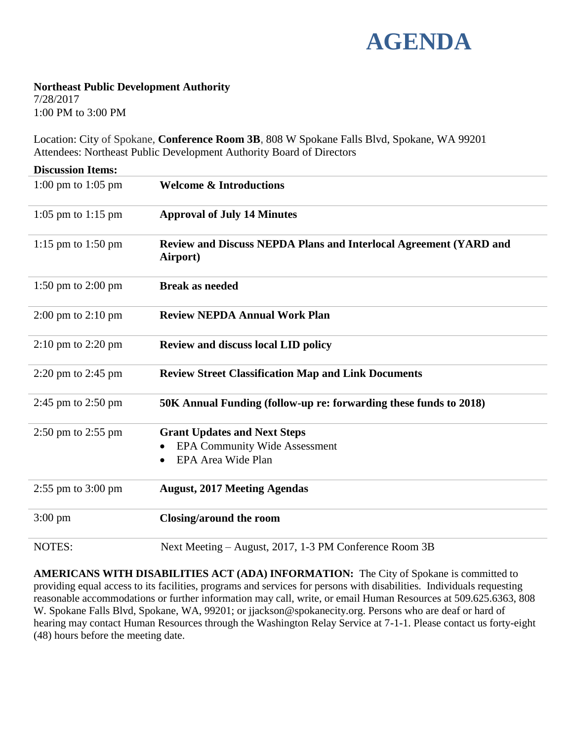# AGENDA

**Northeast Public Development Authority**
7/28/2017
1:00 PM to 3:00 PM

Location: City of Spokane, **Conference Room 3B**, 808 W Spokane Falls Blvd, Spokane, WA 99201
Attendees: Northeast Public Development Authority Board of Directors

**Discussion Items:**

| | |
|---|---|
| 1:00 pm to 1:05 pm | **Welcome & Introductions** |
| 1:05 pm to 1:15 pm | **Approval of July 14 Minutes** |
| 1:15 pm to 1:50 pm | **Review and Discuss NEPDA Plans and Interlocal Agreement (YARD and Airport)** |
| 1:50 pm to 2:00 pm | **Break as needed** |
| 2:00 pm to 2:10 pm | **Review NEPDA Annual Work Plan** |
| 2:10 pm to 2:20 pm | **Review and discuss local LID policy** |
| 2:20 pm to 2:45 pm | **Review Street Classification Map and Link Documents** |
| 2:45 pm to 2:50 pm | **50K Annual Funding (follow-up re: forwarding these funds to 2018)** |
| 2:50 pm to 2:55 pm | **Grant Updates and Next Steps**<br>• EPA Community Wide Assessment<br>• EPA Area Wide Plan |
| 2:55 pm to 3:00 pm | **August, 2017 Meeting Agendas** |
| 3:00 pm | **Closing/around the room** |
| NOTES: | Next Meeting – August, 2017, 1-3 PM Conference Room 3B |

**AMERICANS WITH DISABILITIES ACT (ADA) INFORMATION:** The City of Spokane is committed to providing equal access to its facilities, programs and services for persons with disabilities. Individuals requesting reasonable accommodations or further information may call, write, or email Human Resources at 509.625.6363, 808 W. Spokane Falls Blvd, Spokane, WA, 99201; or jjackson@spokanecity.org. Persons who are deaf or hard of hearing may contact Human Resources through the Washington Relay Service at 7-1-1. Please contact us forty-eight (48) hours before the meeting date.